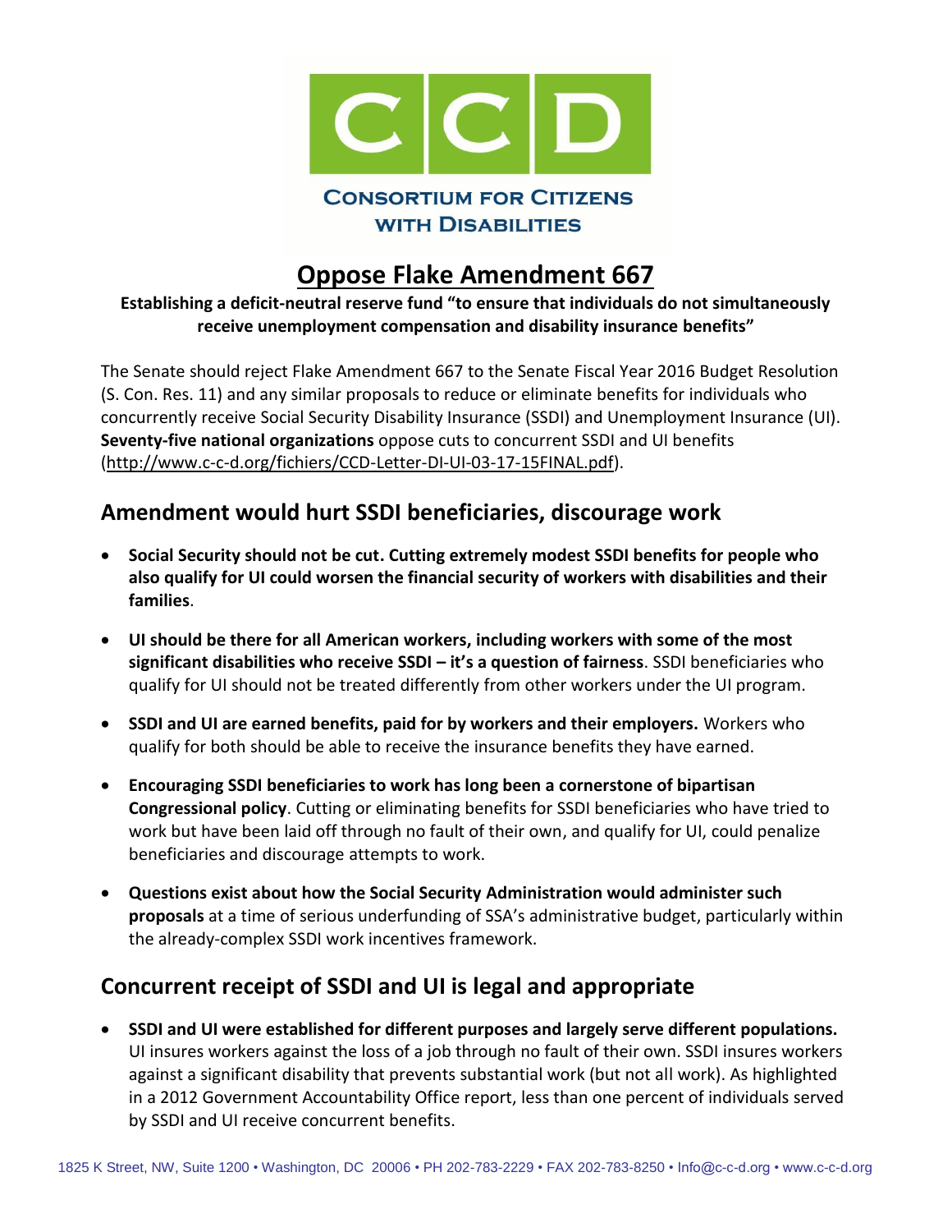CCD

CONSORTIUM FOR CITIZENS WITH DISABILITIES

# Oppose Flake Amendment 667

**Establishing a deficit-neutral reserve fund "to ensure that individuals do not simultaneously receive unemployment compensation and disability insurance benefits"**

The Senate should reject Flake Amendment 667 to the Senate Fiscal Year 2016 Budget Resolution (S. Con. Res. 11) and any similar proposals to reduce or eliminate benefits for individuals who concurrently receive Social Security Disability Insurance (SSDI) and Unemployment Insurance (UI). **Seventy-five national organizations** oppose cuts to concurrent SSDI and UI benefits (http://www.c-c-d.org/fichiers/CCD-Letter-DI-UI-03-17-15FINAL.pdf).

## Amendment would hurt SSDI beneficiaries, discourage work

- **Social Security should not be cut. Cutting extremely modest SSDI benefits for people who also qualify for UI could worsen the financial security of workers with disabilities and their families**.
- **UI should be there for all American workers, including workers with some of the most significant disabilities who receive SSDI – it's a question of fairness**. SSDI beneficiaries who qualify for UI should not be treated differently from other workers under the UI program.
- **SSDI and UI are earned benefits, paid for by workers and their employers.** Workers who qualify for both should be able to receive the insurance benefits they have earned.
- **Encouraging SSDI beneficiaries to work has long been a cornerstone of bipartisan Congressional policy**. Cutting or eliminating benefits for SSDI beneficiaries who have tried to work but have been laid off through no fault of their own, and qualify for UI, could penalize beneficiaries and discourage attempts to work.
- **Questions exist about how the Social Security Administration would administer such proposals** at a time of serious underfunding of SSA's administrative budget, particularly within the already-complex SSDI work incentives framework.

## Concurrent receipt of SSDI and UI is legal and appropriate

- **SSDI and UI were established for different purposes and largely serve different populations.** UI insures workers against the loss of a job through no fault of their own. SSDI insures workers against a significant disability that prevents substantial work (but not all work). As highlighted in a 2012 Government Accountability Office report, less than one percent of individuals served by SSDI and UI receive concurrent benefits.

1825 K Street, NW, Suite 1200 • Washington, DC 20006 • PH 202-783-2229 • FAX 202-783-8250 • Info@c-c-d.org • www.c-c-d.org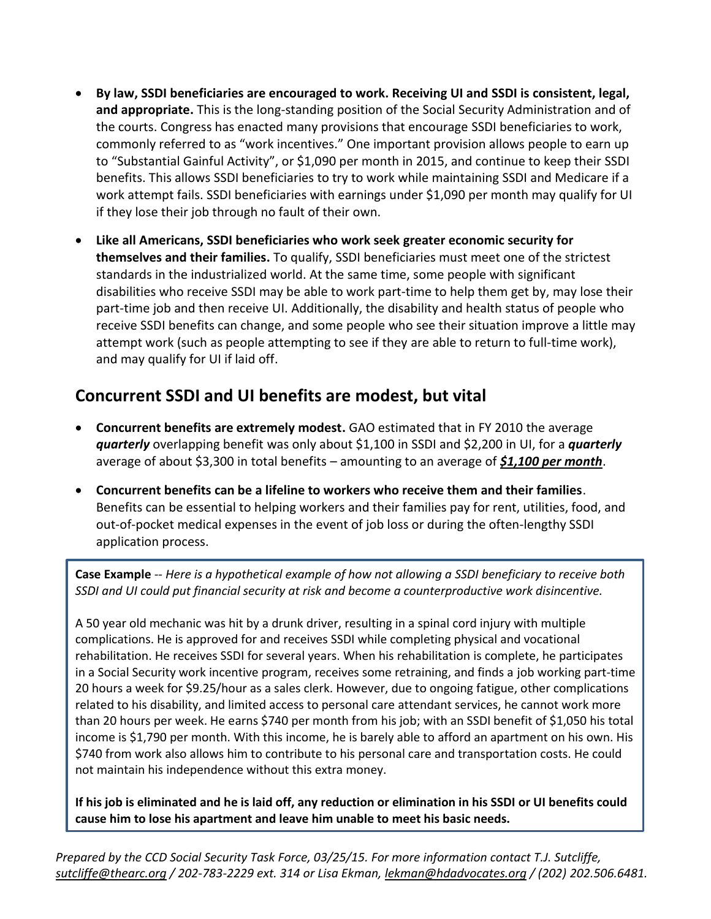- **By law, SSDI beneficiaries are encouraged to work. Receiving UI and SSDI is consistent, legal, and appropriate.** This is the long-standing position of the Social Security Administration and of the courts. Congress has enacted many provisions that encourage SSDI beneficiaries to work, commonly referred to as "work incentives." One important provision allows people to earn up to "Substantial Gainful Activity", or $1,090 per month in 2015, and continue to keep their SSDI benefits. This allows SSDI beneficiaries to try to work while maintaining SSDI and Medicare if a work attempt fails. SSDI beneficiaries with earnings under $1,090 per month may qualify for UI if they lose their job through no fault of their own.
- **Like all Americans, SSDI beneficiaries who work seek greater economic security for themselves and their families.** To qualify, SSDI beneficiaries must meet one of the strictest standards in the industrialized world. At the same time, some people with significant disabilities who receive SSDI may be able to work part-time to help them get by, may lose their part-time job and then receive UI. Additionally, the disability and health status of people who receive SSDI benefits can change, and some people who see their situation improve a little may attempt work (such as people attempting to see if they are able to return to full-time work), and may qualify for UI if laid off.

## Concurrent SSDI and UI benefits are modest, but vital

- **Concurrent benefits are extremely modest.** GAO estimated that in FY 2010 the average ***quarterly*** overlapping benefit was only about $1,100 in SSDI and $2,200 in UI, for a ***quarterly*** average of about $3,300 in total benefits – amounting to an average of ***<u>$1,100 per month</u>***.
- **Concurrent benefits can be a lifeline to workers who receive them and their families**. Benefits can be essential to helping workers and their families pay for rent, utilities, food, and out-of-pocket medical expenses in the event of job loss or during the often-lengthy SSDI application process.

**Case Example** -- *Here is a hypothetical example of how not allowing a SSDI beneficiary to receive both SSDI and UI could put financial security at risk and become a counterproductive work disincentive.*

A 50 year old mechanic was hit by a drunk driver, resulting in a spinal cord injury with multiple complications. He is approved for and receives SSDI while completing physical and vocational rehabilitation. He receives SSDI for several years. When his rehabilitation is complete, he participates in a Social Security work incentive program, receives some retraining, and finds a job working part-time 20 hours a week for $9.25/hour as a sales clerk. However, due to ongoing fatigue, other complications related to his disability, and limited access to personal care attendant services, he cannot work more than 20 hours per week. He earns $740 per month from his job; with an SSDI benefit of $1,050 his total income is $1,790 per month. With this income, he is barely able to afford an apartment on his own. His $740 from work also allows him to contribute to his personal care and transportation costs. He could not maintain his independence without this extra money.

**If his job is eliminated and he is laid off, any reduction or elimination in his SSDI or UI benefits could cause him to lose his apartment and leave him unable to meet his basic needs.**

*Prepared by the CCD Social Security Task Force, 03/25/15. For more information contact T.J. Sutcliffe, <u>sutcliffe@thearc.org</u> / 202-783-2229 ext. 314 or Lisa Ekman, <u>lekman@hdadvocates.org</u> / (202) 202.506.6481.*